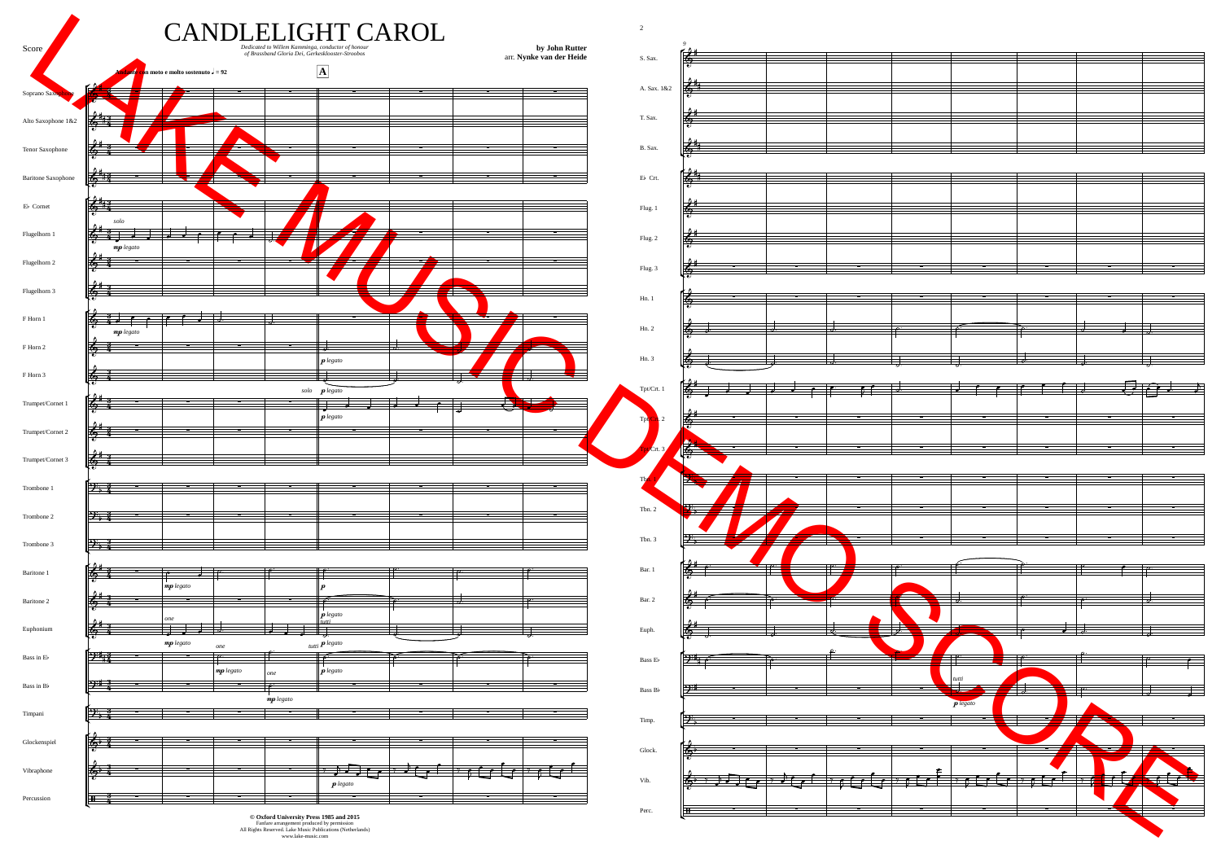# CANDLELIGHT CAROL

Score

*Dedicated to Willem Kamminga, conductor of honour of Brassband Gloria Dei, Gerkesklooster-Stroobos*

**by John Rutter**
arr. **Nynke van der Heide**

**© Oxford University Press 1985 and 2015**
Fanfare arrangement produced by permission
All Rights Reserved. Lake Music Publications (Netherlands)
www.lake-music.com